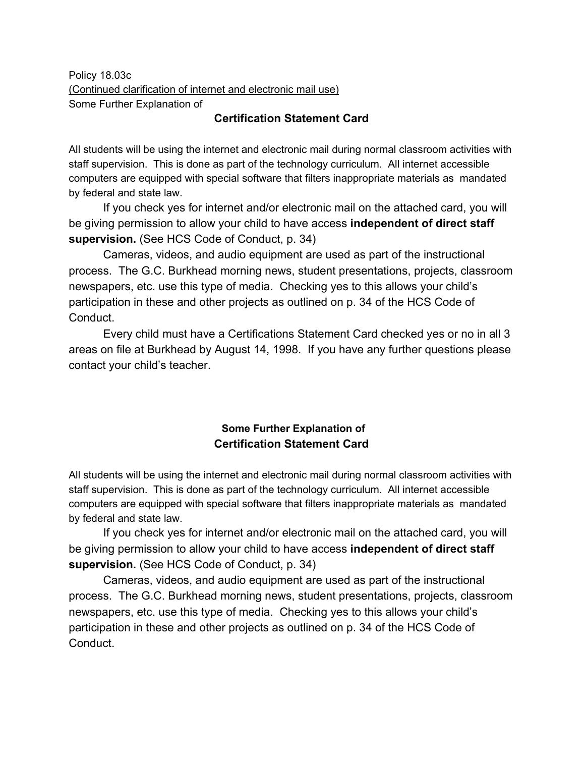Policy 18.03c
(Continued clarification of internet and electronic mail use)
Some Further Explanation of

## Certification Statement Card

All students will be using the internet and electronic mail during normal classroom activities with staff supervision. This is done as part of the technology curriculum. All internet accessible computers are equipped with special software that filters inappropriate materials as mandated by federal and state law.

If you check yes for internet and/or electronic mail on the attached card, you will be giving permission to allow your child to have access **independent of direct staff supervision.** (See HCS Code of Conduct, p. 34)

Cameras, videos, and audio equipment are used as part of the instructional process. The G.C. Burkhead morning news, student presentations, projects, classroom newspapers, etc. use this type of media. Checking yes to this allows your child's participation in these and other projects as outlined on p. 34 of the HCS Code of Conduct.

Every child must have a Certifications Statement Card checked yes or no in all 3 areas on file at Burkhead by August 14, 1998. If you have any further questions please contact your child's teacher.

### Some Further Explanation of
## Certification Statement Card

All students will be using the internet and electronic mail during normal classroom activities with staff supervision. This is done as part of the technology curriculum. All internet accessible computers are equipped with special software that filters inappropriate materials as mandated by federal and state law.

If you check yes for internet and/or electronic mail on the attached card, you will be giving permission to allow your child to have access **independent of direct staff supervision.** (See HCS Code of Conduct, p. 34)

Cameras, videos, and audio equipment are used as part of the instructional process. The G.C. Burkhead morning news, student presentations, projects, classroom newspapers, etc. use this type of media. Checking yes to this allows your child's participation in these and other projects as outlined on p. 34 of the HCS Code of Conduct.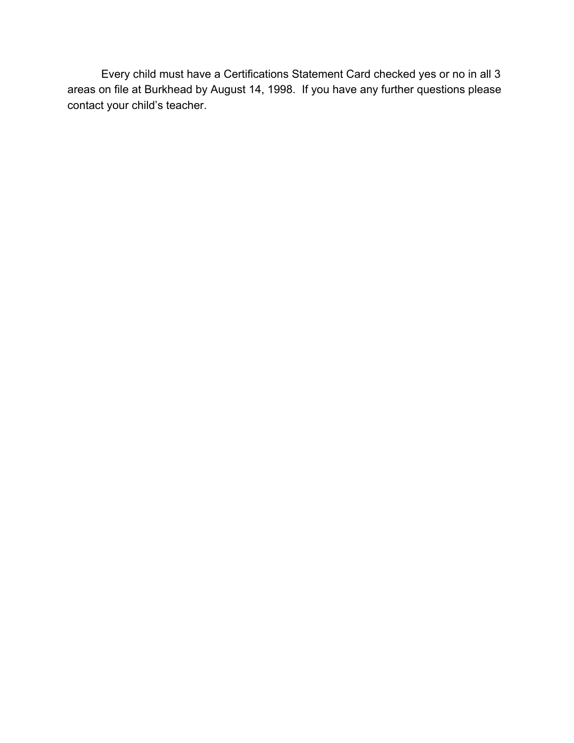Every child must have a Certifications Statement Card checked yes or no in all 3 areas on file at Burkhead by August 14, 1998. If you have any further questions please contact your child's teacher.